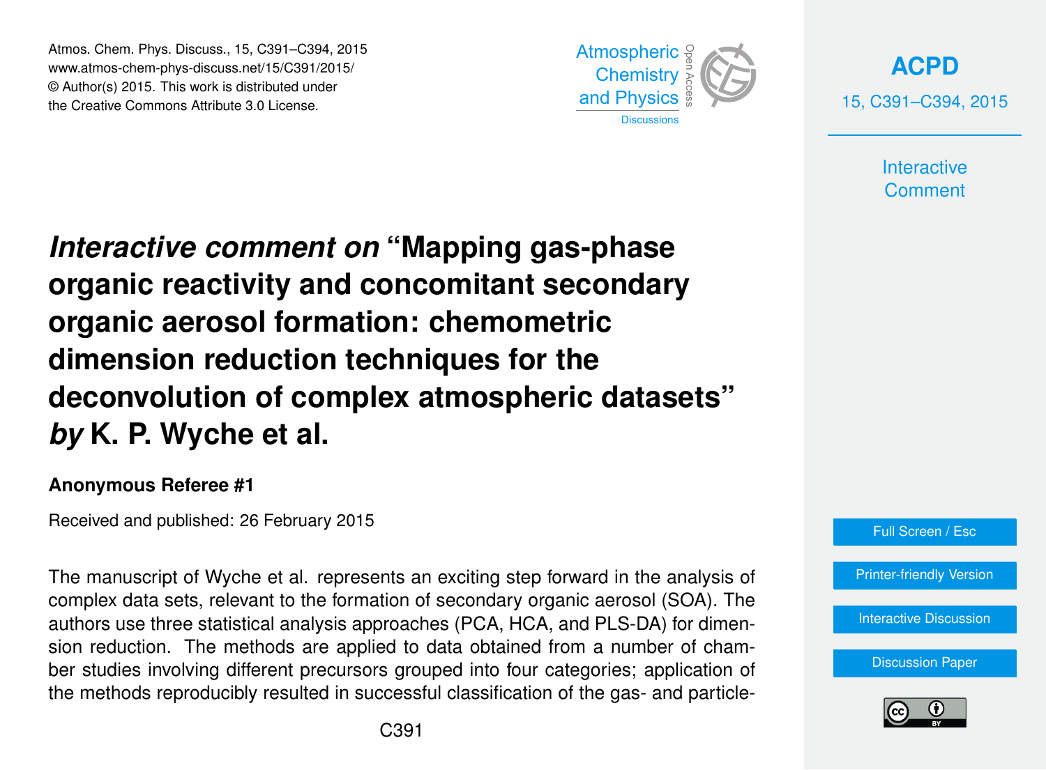# *Interactive comment on* "Mapping gas-phase organic reactivity and concomitant secondary organic aerosol formation: chemometric dimension reduction techniques for the deconvolution of complex atmospheric datasets" *by* K. P. Wyche et al.

**Anonymous Referee #1**

Received and published: 26 February 2015

The manuscript of Wyche et al. represents an exciting step forward in the analysis of complex data sets, relevant to the formation of secondary organic aerosol (SOA). The authors use three statistical analysis approaches (PCA, HCA, and PLS-DA) for dimension reduction. The methods are applied to data obtained from a number of chamber studies involving different precursors grouped into four categories; application of the methods reproducibly resulted in successful classification of the gas- and particle-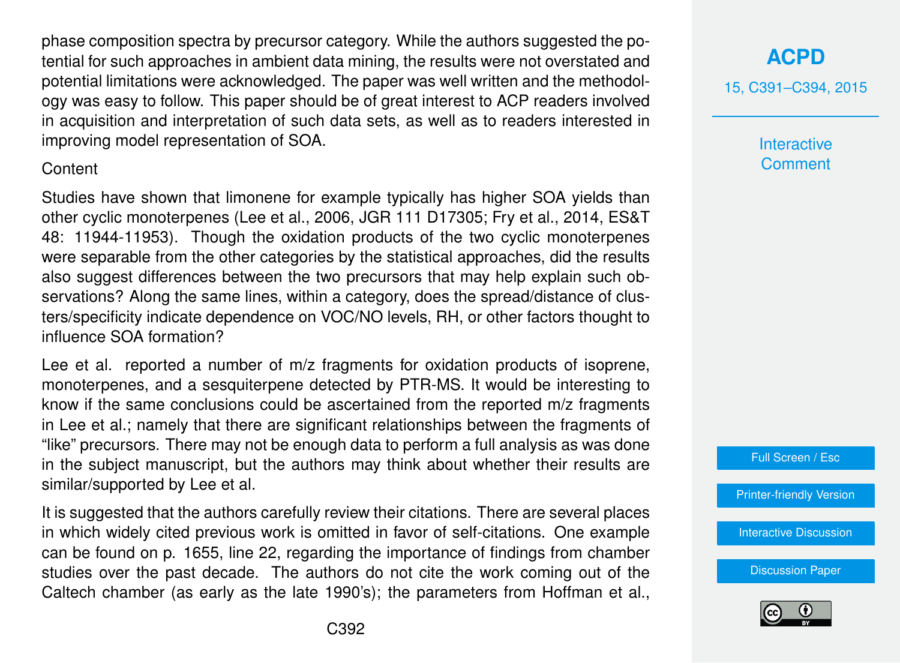phase composition spectra by precursor category. While the authors suggested the potential for such approaches in ambient data mining, the results were not overstated and potential limitations were acknowledged. The paper was well written and the methodology was easy to follow. This paper should be of great interest to ACP readers involved in acquisition and interpretation of such data sets, as well as to readers interested in improving model representation of SOA.

Content

Studies have shown that limonene for example typically has higher SOA yields than other cyclic monoterpenes (Lee et al., 2006, JGR 111 D17305; Fry et al., 2014, ES&T 48: 11944-11953). Though the oxidation products of the two cyclic monoterpenes were separable from the other categories by the statistical approaches, did the results also suggest differences between the two precursors that may help explain such observations? Along the same lines, within a category, does the spread/distance of clusters/specificity indicate dependence on VOC/NO levels, RH, or other factors thought to influence SOA formation?

Lee et al. reported a number of m/z fragments for oxidation products of isoprene, monoterpenes, and a sesquiterpene detected by PTR-MS. It would be interesting to know if the same conclusions could be ascertained from the reported m/z fragments in Lee et al.; namely that there are significant relationships between the fragments of "like" precursors. There may not be enough data to perform a full analysis as was done in the subject manuscript, but the authors may think about whether their results are similar/supported by Lee et al.

It is suggested that the authors carefully review their citations. There are several places in which widely cited previous work is omitted in favor of self-citations. One example can be found on p. 1655, line 22, regarding the importance of findings from chamber studies over the past decade. The authors do not cite the work coming out of the Caltech chamber (as early as the late 1990's); the parameters from Hoffman et al.,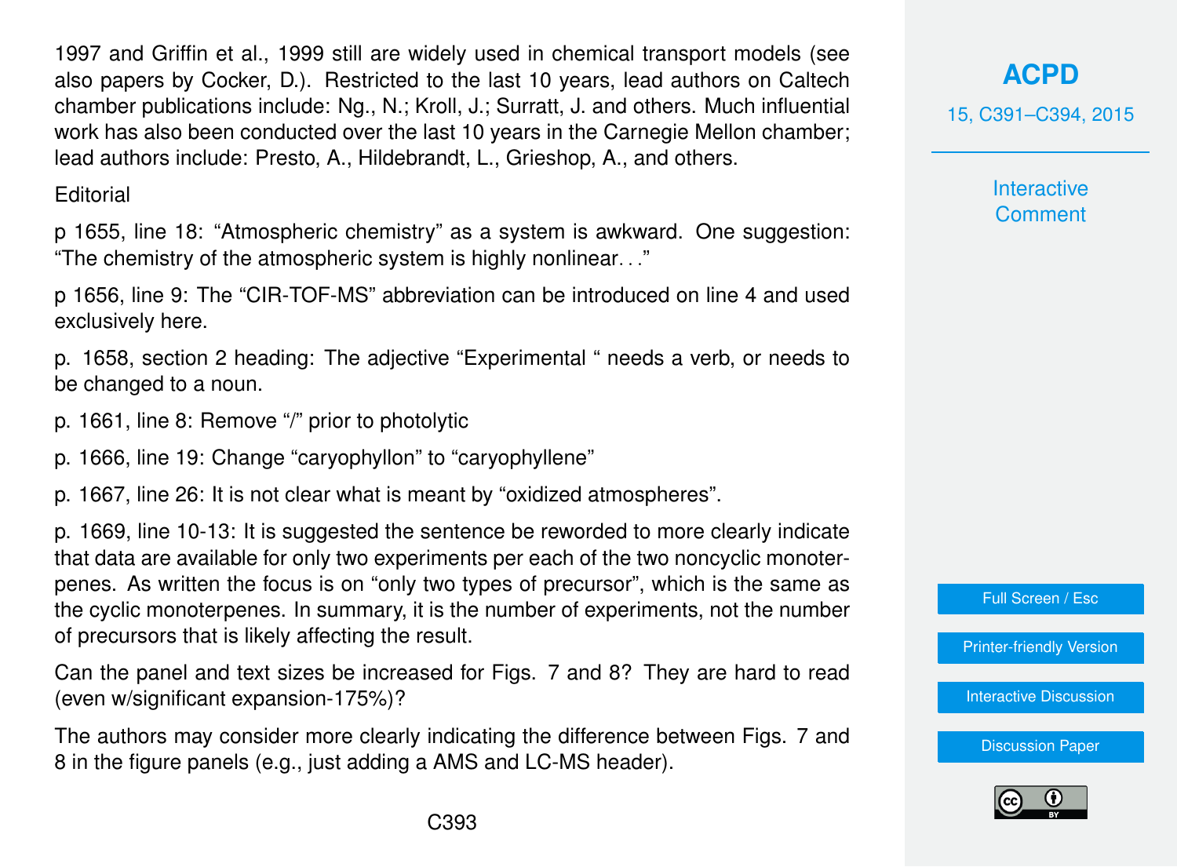1997 and Griffin et al., 1999 still are widely used in chemical transport models (see also papers by Cocker, D.). Restricted to the last 10 years, lead authors on Caltech chamber publications include: Ng., N.; Kroll, J.; Surratt, J. and others. Much influential work has also been conducted over the last 10 years in the Carnegie Mellon chamber; lead authors include: Presto, A., Hildebrandt, L., Grieshop, A., and others.

Editorial

p 1655, line 18: "Atmospheric chemistry" as a system is awkward. One suggestion: "The chemistry of the atmospheric system is highly nonlinear..."

p 1656, line 9: The "CIR-TOF-MS" abbreviation can be introduced on line 4 and used exclusively here.

p. 1658, section 2 heading: The adjective "Experimental " needs a verb, or needs to be changed to a noun.

p. 1661, line 8: Remove "/" prior to photolytic

p. 1666, line 19: Change "caryophyllon" to "caryophyllene"

p. 1667, line 26: It is not clear what is meant by "oxidized atmospheres".

p. 1669, line 10-13: It is suggested the sentence be reworded to more clearly indicate that data are available for only two experiments per each of the two noncyclic monoterpenes. As written the focus is on "only two types of precursor", which is the same as the cyclic monoterpenes. In summary, it is the number of experiments, not the number of precursors that is likely affecting the result.

Can the panel and text sizes be increased for Figs. 7 and 8? They are hard to read (even w/significant expansion-175%)?

The authors may consider more clearly indicating the difference between Figs. 7 and 8 in the figure panels (e.g., just adding a AMS and LC-MS header).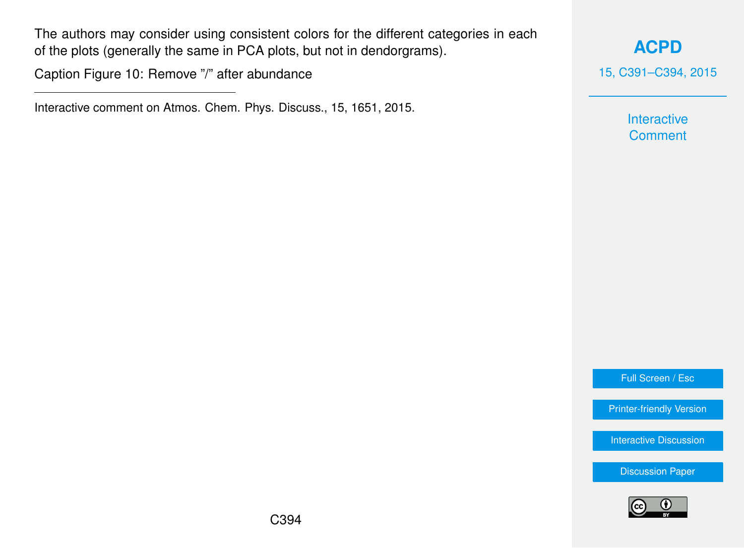The authors may consider using consistent colors for the different categories in each of the plots (generally the same in PCA plots, but not in dendorgrams).

Caption Figure 10: Remove "/" after abundance

---

Interactive comment on Atmos. Chem. Phys. Discuss., 15, 1651, 2015.